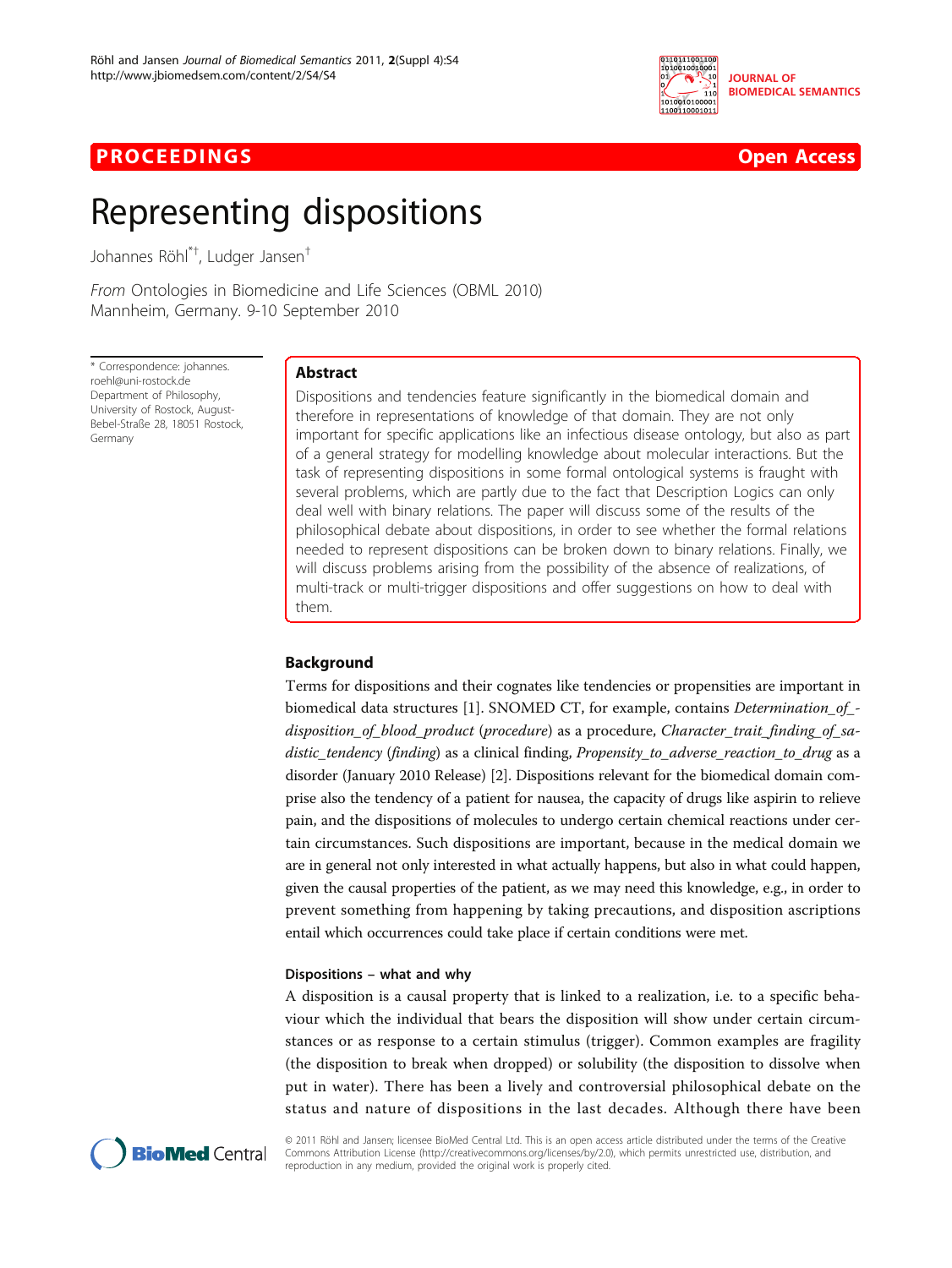PROCEEDINGS **Open Access**

# Representing dispositions

Johannes Röhl[*†], Ludger Jansen[†]

*From* Ontologies in Biomedicine and Life Sciences (OBML 2010)
Mannheim, Germany. 9-10 September 2010

\* Correspondence: johannes.roehl@uni-rostock.de
Department of Philosophy, University of Rostock, August-Bebel-Straße 28, 18051 Rostock, Germany

## Abstract

Dispositions and tendencies feature significantly in the biomedical domain and therefore in representations of knowledge of that domain. They are not only important for specific applications like an infectious disease ontology, but also as part of a general strategy for modelling knowledge about molecular interactions. But the task of representing dispositions in some formal ontological systems is fraught with several problems, which are partly due to the fact that Description Logics can only deal well with binary relations. The paper will discuss some of the results of the philosophical debate about dispositions, in order to see whether the formal relations needed to represent dispositions can be broken down to binary relations. Finally, we will discuss problems arising from the possibility of the absence of realizations, of multi-track or multi-trigger dispositions and offer suggestions on how to deal with them.

## Background

Terms for dispositions and their cognates like tendencies or propensities are important in biomedical data structures [1]. SNOMED CT, for example, contains *Determination_of_disposition_of_blood_product* (*procedure*) as a procedure, *Character_trait_finding_of_sadistic_tendency* (*finding*) as a clinical finding, *Propensity_to_adverse_reaction_to_drug* as a disorder (January 2010 Release) [2]. Dispositions relevant for the biomedical domain comprise also the tendency of a patient for nausea, the capacity of drugs like aspirin to relieve pain, and the dispositions of molecules to undergo certain chemical reactions under certain circumstances. Such dispositions are important, because in the medical domain we are in general not only interested in what actually happens, but also in what could happen, given the causal properties of the patient, as we may need this knowledge, e.g., in order to prevent something from happening by taking precautions, and disposition ascriptions entail which occurrences could take place if certain conditions were met.

### Dispositions – what and why

A disposition is a causal property that is linked to a realization, i.e. to a specific behaviour which the individual that bears the disposition will show under certain circumstances or as response to a certain stimulus (trigger). Common examples are fragility (the disposition to break when dropped) or solubility (the disposition to dissolve when put in water). There has been a lively and controversial philosophical debate on the status and nature of dispositions in the last decades. Although there have been

© 2011 Röhl and Jansen; licensee BioMed Central Ltd. This is an open access article distributed under the terms of the Creative Commons Attribution License (http://creativecommons.org/licenses/by/2.0), which permits unrestricted use, distribution, and reproduction in any medium, provided the original work is properly cited.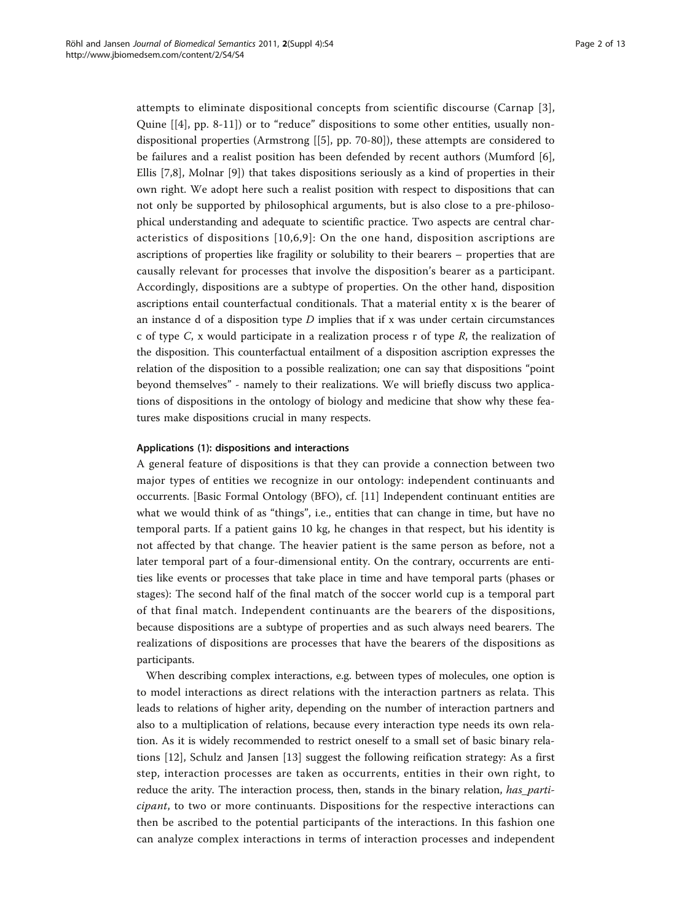attempts to eliminate dispositional concepts from scientific discourse (Carnap [3], Quine [[4], pp. 8-11]) or to "reduce" dispositions to some other entities, usually non-dispositional properties (Armstrong [[5], pp. 70-80]), these attempts are considered to be failures and a realist position has been defended by recent authors (Mumford [6], Ellis [7,8], Molnar [9]) that takes dispositions seriously as a kind of properties in their own right. We adopt here such a realist position with respect to dispositions that can not only be supported by philosophical arguments, but is also close to a pre-philosophical understanding and adequate to scientific practice. Two aspects are central characteristics of dispositions [10,6,9]: On the one hand, disposition ascriptions are ascriptions of properties like fragility or solubility to their bearers – properties that are causally relevant for processes that involve the disposition's bearer as a participant. Accordingly, dispositions are a subtype of properties. On the other hand, disposition ascriptions entail counterfactual conditionals. That a material entity x is the bearer of an instance d of a disposition type *D* implies that if x was under certain circumstances c of type *C*, x would participate in a realization process r of type *R*, the realization of the disposition. This counterfactual entailment of a disposition ascription expresses the relation of the disposition to a possible realization; one can say that dispositions "point beyond themselves" - namely to their realizations. We will briefly discuss two applications of dispositions in the ontology of biology and medicine that show why these features make dispositions crucial in many respects.

#### Applications (1): dispositions and interactions

A general feature of dispositions is that they can provide a connection between two major types of entities we recognize in our ontology: independent continuants and occurrents. [Basic Formal Ontology (BFO), cf. [11] Independent continuant entities are what we would think of as "things", i.e., entities that can change in time, but have no temporal parts. If a patient gains 10 kg, he changes in that respect, but his identity is not affected by that change. The heavier patient is the same person as before, not a later temporal part of a four-dimensional entity. On the contrary, occurrents are entities like events or processes that take place in time and have temporal parts (phases or stages): The second half of the final match of the soccer world cup is a temporal part of that final match. Independent continuants are the bearers of the dispositions, because dispositions are a subtype of properties and as such always need bearers. The realizations of dispositions are processes that have the bearers of the dispositions as participants.

When describing complex interactions, e.g. between types of molecules, one option is to model interactions as direct relations with the interaction partners as relata. This leads to relations of higher arity, depending on the number of interaction partners and also to a multiplication of relations, because every interaction type needs its own relation. As it is widely recommended to restrict oneself to a small set of basic binary relations [12], Schulz and Jansen [13] suggest the following reification strategy: As a first step, interaction processes are taken as occurrents, entities in their own right, to reduce the arity. The interaction process, then, stands in the binary relation, *has_participant*, to two or more continuants. Dispositions for the respective interactions can then be ascribed to the potential participants of the interactions. In this fashion one can analyze complex interactions in terms of interaction processes and independent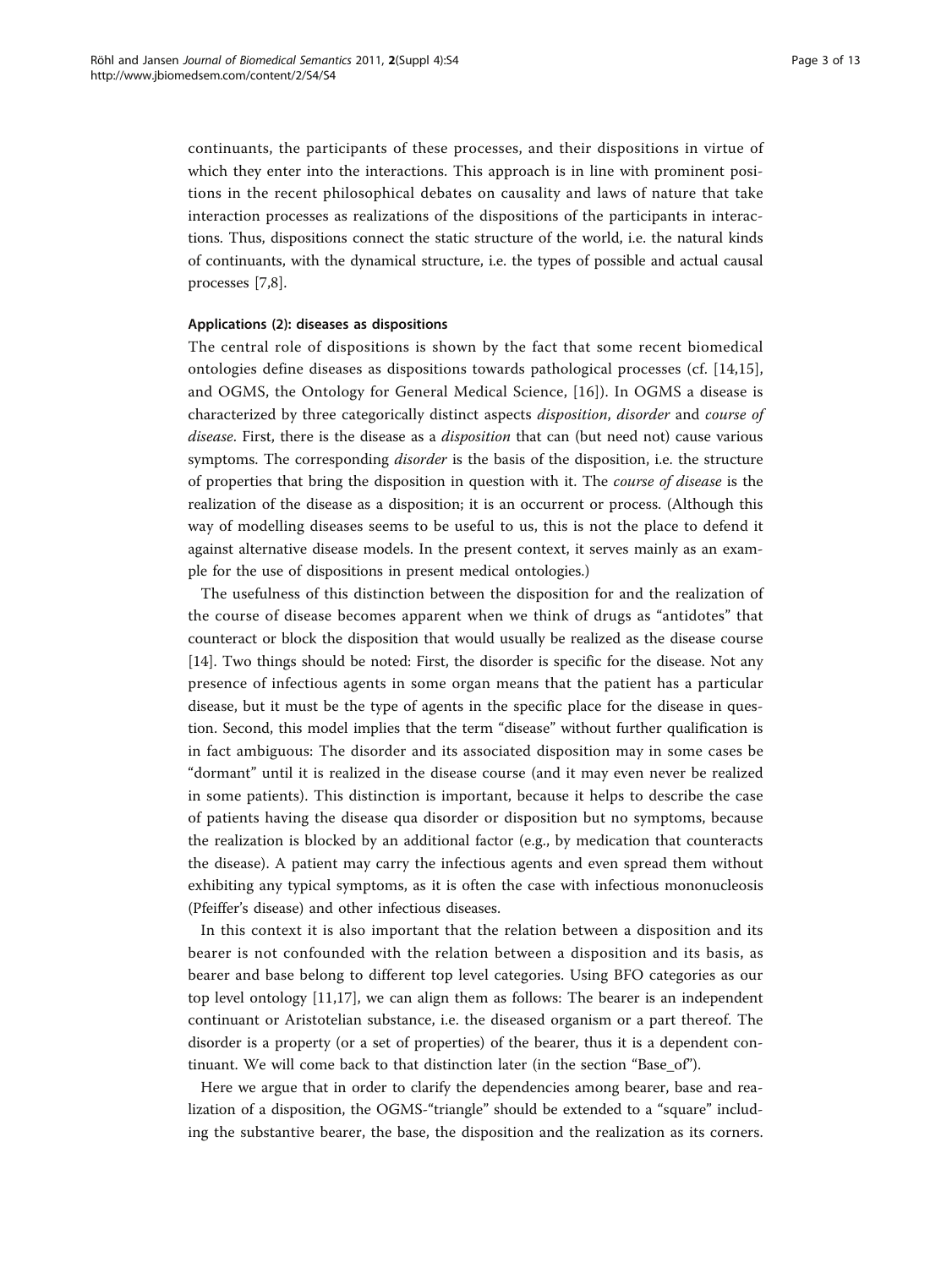continuants, the participants of these processes, and their dispositions in virtue of which they enter into the interactions. This approach is in line with prominent positions in the recent philosophical debates on causality and laws of nature that take interaction processes as realizations of the dispositions of the participants in interactions. Thus, dispositions connect the static structure of the world, i.e. the natural kinds of continuants, with the dynamical structure, i.e. the types of possible and actual causal processes [7,8].

#### Applications (2): diseases as dispositions

The central role of dispositions is shown by the fact that some recent biomedical ontologies define diseases as dispositions towards pathological processes (cf. [14,15], and OGMS, the Ontology for General Medical Science, [16]). In OGMS a disease is characterized by three categorically distinct aspects *disposition*, *disorder* and *course of disease*. First, there is the disease as a *disposition* that can (but need not) cause various symptoms. The corresponding *disorder* is the basis of the disposition, i.e. the structure of properties that bring the disposition in question with it. The *course of disease* is the realization of the disease as a disposition; it is an occurrent or process. (Although this way of modelling diseases seems to be useful to us, this is not the place to defend it against alternative disease models. In the present context, it serves mainly as an example for the use of dispositions in present medical ontologies.)

The usefulness of this distinction between the disposition for and the realization of the course of disease becomes apparent when we think of drugs as "antidotes" that counteract or block the disposition that would usually be realized as the disease course [14]. Two things should be noted: First, the disorder is specific for the disease. Not any presence of infectious agents in some organ means that the patient has a particular disease, but it must be the type of agents in the specific place for the disease in question. Second, this model implies that the term "disease" without further qualification is in fact ambiguous: The disorder and its associated disposition may in some cases be "dormant" until it is realized in the disease course (and it may even never be realized in some patients). This distinction is important, because it helps to describe the case of patients having the disease qua disorder or disposition but no symptoms, because the realization is blocked by an additional factor (e.g., by medication that counteracts the disease). A patient may carry the infectious agents and even spread them without exhibiting any typical symptoms, as it is often the case with infectious mononucleosis (Pfeiffer's disease) and other infectious diseases.

In this context it is also important that the relation between a disposition and its bearer is not confounded with the relation between a disposition and its basis, as bearer and base belong to different top level categories. Using BFO categories as our top level ontology [11,17], we can align them as follows: The bearer is an independent continuant or Aristotelian substance, i.e. the diseased organism or a part thereof. The disorder is a property (or a set of properties) of the bearer, thus it is a dependent continuant. We will come back to that distinction later (in the section "Base_of").

Here we argue that in order to clarify the dependencies among bearer, base and realization of a disposition, the OGMS-"triangle" should be extended to a "square" including the substantive bearer, the base, the disposition and the realization as its corners.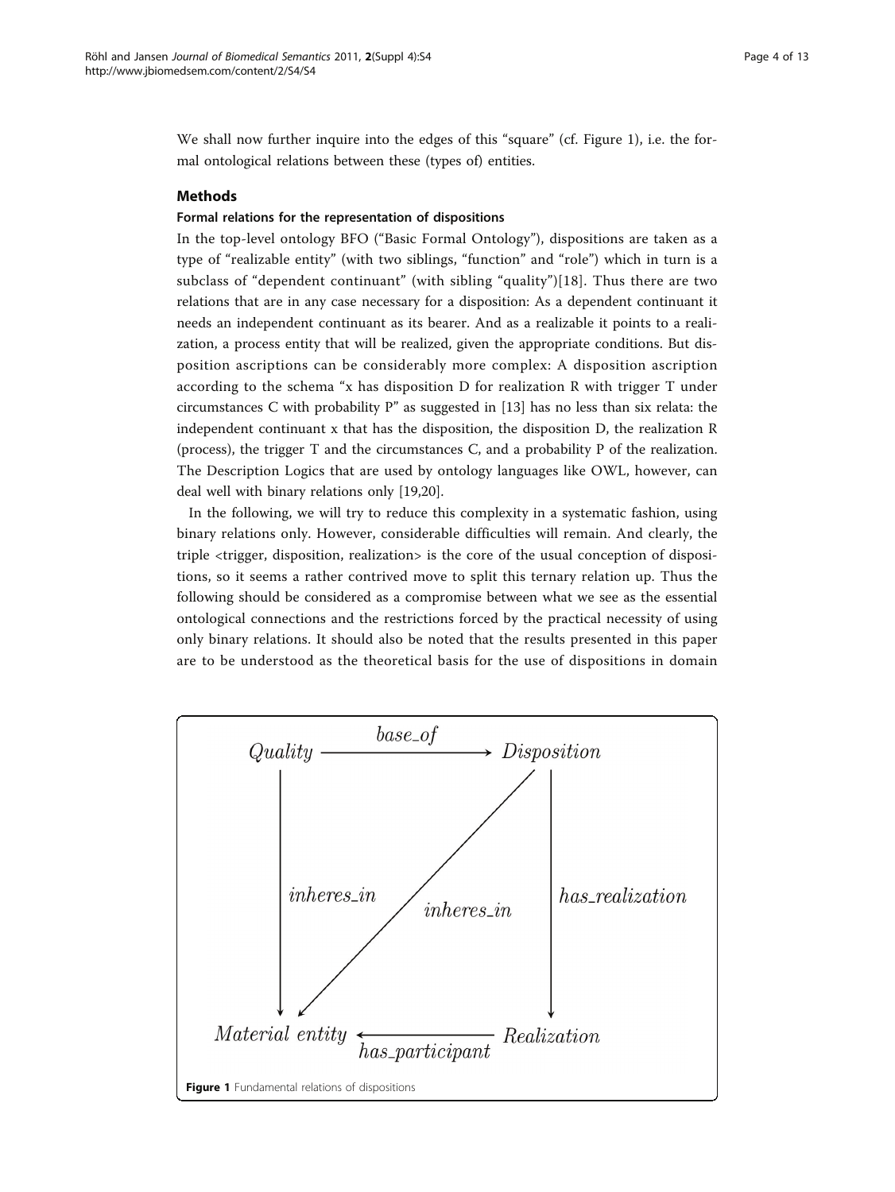We shall now further inquire into the edges of this "square" (cf. Figure 1), i.e. the formal ontological relations between these (types of) entities.

## Methods

### Formal relations for the representation of dispositions

In the top-level ontology BFO ("Basic Formal Ontology"), dispositions are taken as a type of "realizable entity" (with two siblings, "function" and "role") which in turn is a subclass of "dependent continuant" (with sibling "quality")[18]. Thus there are two relations that are in any case necessary for a disposition: As a dependent continuant it needs an independent continuant as its bearer. And as a realizable it points to a realization, a process entity that will be realized, given the appropriate conditions. But disposition ascriptions can be considerably more complex: A disposition ascription according to the schema "x has disposition D for realization R with trigger T under circumstances C with probability P" as suggested in [13] has no less than six relata: the independent continuant x that has the disposition, the disposition D, the realization R (process), the trigger T and the circumstances C, and a probability P of the realization. The Description Logics that are used by ontology languages like OWL, however, can deal well with binary relations only [19,20].

In the following, we will try to reduce this complexity in a systematic fashion, using binary relations only. However, considerable difficulties will remain. And clearly, the triple <trigger, disposition, realization> is the core of the usual conception of dispositions, so it seems a rather contrived move to split this ternary relation up. Thus the following should be considered as a compromise between what we see as the essential ontological connections and the restrictions forced by the practical necessity of using only binary relations. It should also be noted that the results presented in this paper are to be understood as the theoretical basis for the use of dispositions in domain

**Figure 1** Fundamental relations of dispositions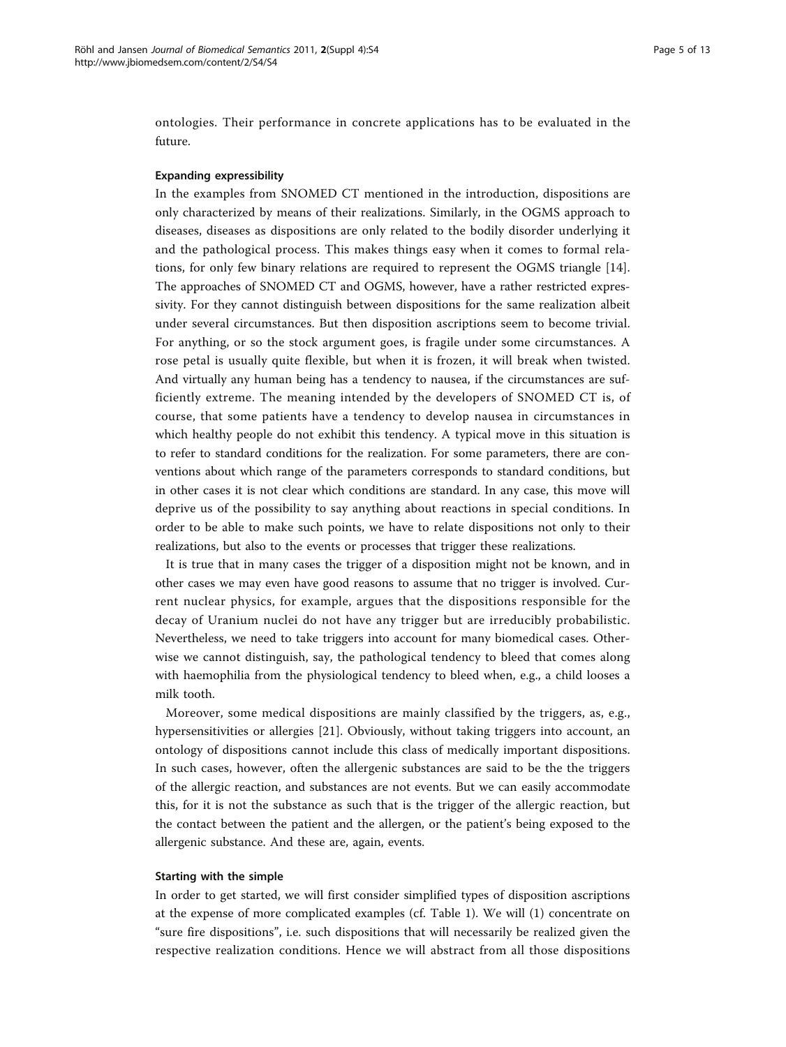ontologies. Their performance in concrete applications has to be evaluated in the future.

### Expanding expressibility

In the examples from SNOMED CT mentioned in the introduction, dispositions are only characterized by means of their realizations. Similarly, in the OGMS approach to diseases, diseases as dispositions are only related to the bodily disorder underlying it and the pathological process. This makes things easy when it comes to formal relations, for only few binary relations are required to represent the OGMS triangle [14]. The approaches of SNOMED CT and OGMS, however, have a rather restricted expressivity. For they cannot distinguish between dispositions for the same realization albeit under several circumstances. But then disposition ascriptions seem to become trivial. For anything, or so the stock argument goes, is fragile under some circumstances. A rose petal is usually quite flexible, but when it is frozen, it will break when twisted. And virtually any human being has a tendency to nausea, if the circumstances are sufficiently extreme. The meaning intended by the developers of SNOMED CT is, of course, that some patients have a tendency to develop nausea in circumstances in which healthy people do not exhibit this tendency. A typical move in this situation is to refer to standard conditions for the realization. For some parameters, there are conventions about which range of the parameters corresponds to standard conditions, but in other cases it is not clear which conditions are standard. In any case, this move will deprive us of the possibility to say anything about reactions in special conditions. In order to be able to make such points, we have to relate dispositions not only to their realizations, but also to the events or processes that trigger these realizations.

It is true that in many cases the trigger of a disposition might not be known, and in other cases we may even have good reasons to assume that no trigger is involved. Current nuclear physics, for example, argues that the dispositions responsible for the decay of Uranium nuclei do not have any trigger but are irreducibly probabilistic. Nevertheless, we need to take triggers into account for many biomedical cases. Otherwise we cannot distinguish, say, the pathological tendency to bleed that comes along with haemophilia from the physiological tendency to bleed when, e.g., a child looses a milk tooth.

Moreover, some medical dispositions are mainly classified by the triggers, as, e.g., hypersensitivities or allergies [21]. Obviously, without taking triggers into account, an ontology of dispositions cannot include this class of medically important dispositions. In such cases, however, often the allergenic substances are said to be the the triggers of the allergic reaction, and substances are not events. But we can easily accommodate this, for it is not the substance as such that is the trigger of the allergic reaction, but the contact between the patient and the allergen, or the patient's being exposed to the allergenic substance. And these are, again, events.

### Starting with the simple

In order to get started, we will first consider simplified types of disposition ascriptions at the expense of more complicated examples (cf. Table 1). We will (1) concentrate on "sure fire dispositions", i.e. such dispositions that will necessarily be realized given the respective realization conditions. Hence we will abstract from all those dispositions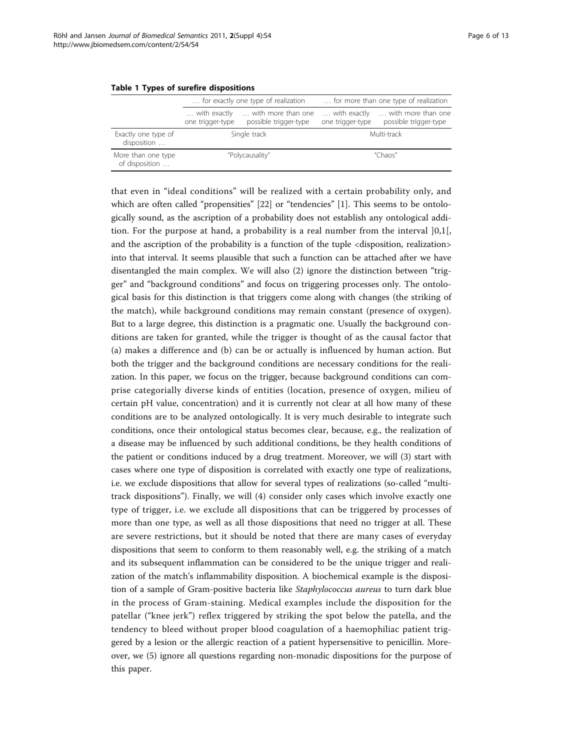**Table 1 Types of surefire dispositions**

| | … for exactly one type of realization | | … for more than one type of realization | |
|---|---|---|---|---|
| | … with exactly one trigger-type | … with more than one possible trigger-type | … with exactly one trigger-type | … with more than one possible trigger-type |
| Exactly one type of disposition … | Single track | | Multi-track | |
| More than one type of disposition … | "Polycausality" | | "Chaos" | |

that even in "ideal conditions" will be realized with a certain probability only, and which are often called "propensities" [22] or "tendencies" [1]. This seems to be ontologically sound, as the ascription of a probability does not establish any ontological addition. For the purpose at hand, a probability is a real number from the interval $]0,1[$, and the ascription of the probability is a function of the tuple <disposition, realization> into that interval. It seems plausible that such a function can be attached after we have disentangled the main complex. We will also (2) ignore the distinction between "trigger" and "background conditions" and focus on triggering processes only. The ontological basis for this distinction is that triggers come along with changes (the striking of the match), while background conditions may remain constant (presence of oxygen). But to a large degree, this distinction is a pragmatic one. Usually the background conditions are taken for granted, while the trigger is thought of as the causal factor that (a) makes a difference and (b) can be or actually is influenced by human action. But both the trigger and the background conditions are necessary conditions for the realization. In this paper, we focus on the trigger, because background conditions can comprise categorially diverse kinds of entities (location, presence of oxygen, milieu of certain pH value, concentration) and it is currently not clear at all how many of these conditions are to be analyzed ontologically. It is very much desirable to integrate such conditions, once their ontological status becomes clear, because, e.g., the realization of a disease may be influenced by such additional conditions, be they health conditions of the patient or conditions induced by a drug treatment. Moreover, we will (3) start with cases where one type of disposition is correlated with exactly one type of realizations, i.e. we exclude dispositions that allow for several types of realizations (so-called "multi-track dispositions"). Finally, we will (4) consider only cases which involve exactly one type of trigger, i.e. we exclude all dispositions that can be triggered by processes of more than one type, as well as all those dispositions that need no trigger at all. These are severe restrictions, but it should be noted that there are many cases of everyday dispositions that seem to conform to them reasonably well, e.g. the striking of a match and its subsequent inflammation can be considered to be the unique trigger and realization of the match's inflammability disposition. A biochemical example is the disposition of a sample of Gram-positive bacteria like *Staphylococcus aureus* to turn dark blue in the process of Gram-staining. Medical examples include the disposition for the patellar ("knee jerk") reflex triggered by striking the spot below the patella, and the tendency to bleed without proper blood coagulation of a haemophiliac patient triggered by a lesion or the allergic reaction of a patient hypersensitive to penicillin. Moreover, we (5) ignore all questions regarding non-monadic dispositions for the purpose of this paper.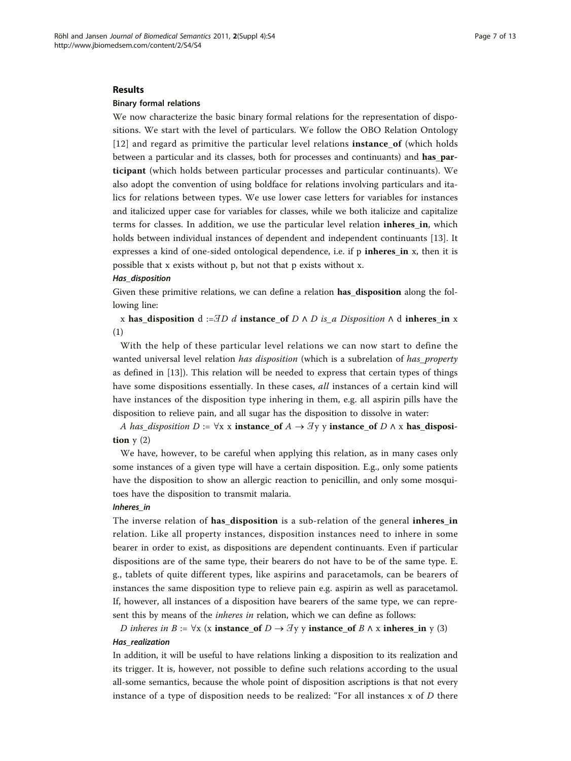## Results

### Binary formal relations

We now characterize the basic binary formal relations for the representation of dispositions. We start with the level of particulars. We follow the OBO Relation Ontology [12] and regard as primitive the particular level relations **instance_of** (which holds between a particular and its classes, both for processes and continuants) and **has_participant** (which holds between particular processes and particular continuants). We also adopt the convention of using boldface for relations involving particulars and italics for relations between types. We use lower case letters for variables for instances and italicized upper case for variables for classes, while we both italicize and capitalize terms for classes. In addition, we use the particular level relation **inheres_in**, which holds between individual instances of dependent and independent continuants [13]. It expresses a kind of one-sided ontological dependence, i.e. if p **inheres_in** x, then it is possible that x exists without p, but not that p exists without x.

#### *Has_disposition*

Given these primitive relations, we can define a relation **has_disposition** along the following line:

x **has_disposition** d :=$\exists D$ *d* **instance_of** *D* ∧ *D is_a Disposition* ∧ d **inheres_in** x (1)

With the help of these particular level relations we can now start to define the wanted universal level relation *has disposition* (which is a subrelation of *has_property* as defined in [13]). This relation will be needed to express that certain types of things have some dispositions essentially. In these cases, *all* instances of a certain kind will have instances of the disposition type inhering in them, e.g. all aspirin pills have the disposition to relieve pain, and all sugar has the disposition to dissolve in water:

*A has_disposition D* := ∀x x **instance_of** *A* → $\exists$y y **instance_of** *D* ∧ x **has_disposition** y (2)

We have, however, to be careful when applying this relation, as in many cases only some instances of a given type will have a certain disposition. E.g., only some patients have the disposition to show an allergic reaction to penicillin, and only some mosquitoes have the disposition to transmit malaria.

#### *Inheres_in*

The inverse relation of **has_disposition** is a sub-relation of the general **inheres_in** relation. Like all property instances, disposition instances need to inhere in some bearer in order to exist, as dispositions are dependent continuants. Even if particular dispositions are of the same type, their bearers do not have to be of the same type. E. g., tablets of quite different types, like aspirins and paracetamols, can be bearers of instances the same disposition type to relieve pain e.g. aspirin as well as paracetamol. If, however, all instances of a disposition have bearers of the same type, we can represent this by means of the *inheres in* relation, which we can define as follows:

*D inheres in B* := ∀x (x **instance_of** *D* → $\exists$y y **instance_of** *B* ∧ x **inheres_in** y (3)

#### *Has_realization*

In addition, it will be useful to have relations linking a disposition to its realization and its trigger. It is, however, not possible to define such relations according to the usual all-some semantics, because the whole point of disposition ascriptions is that not every instance of a type of disposition needs to be realized: "For all instances x of *D* there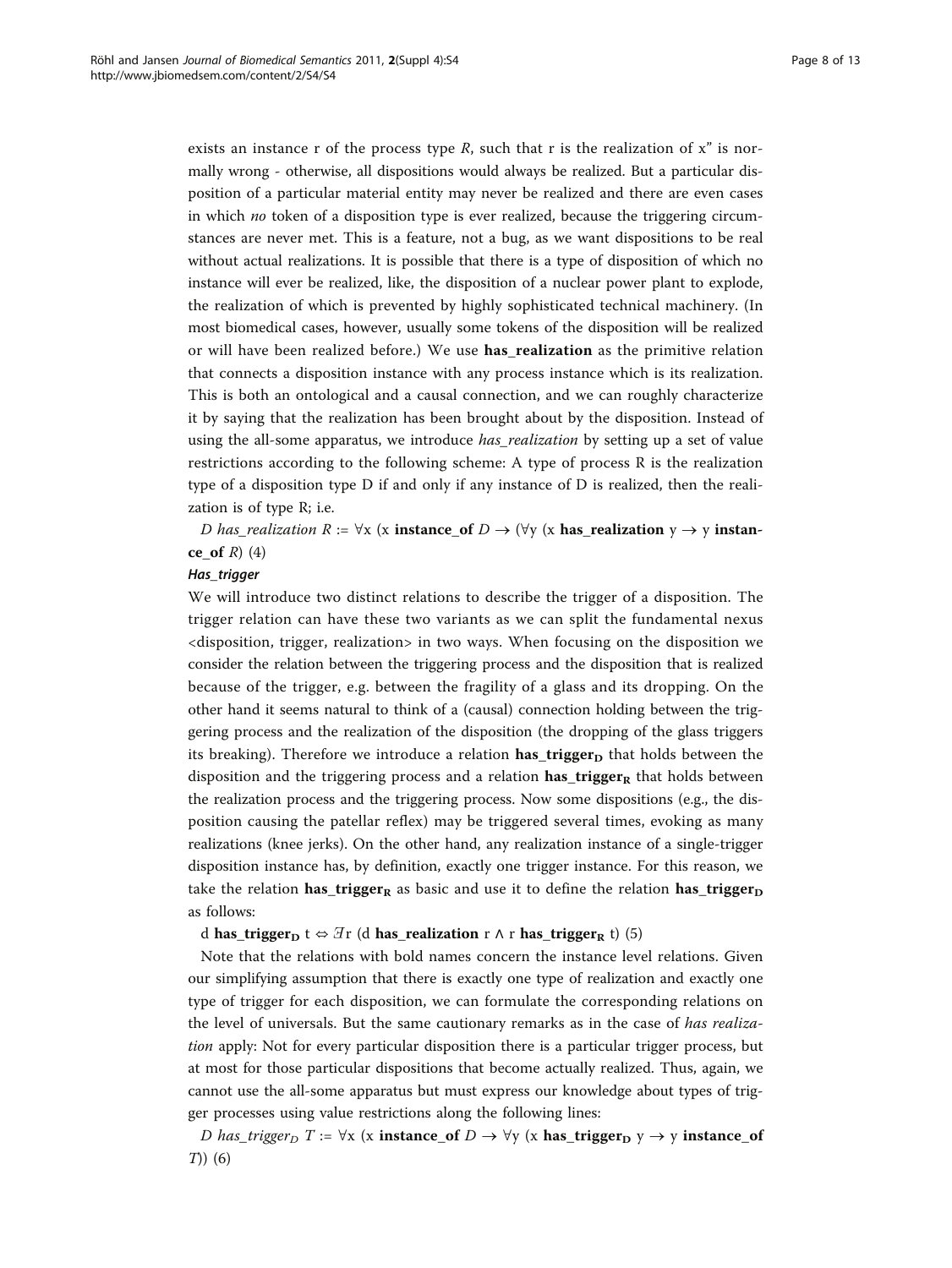exists an instance r of the process type *R*, such that r is the realization of x" is normally wrong - otherwise, all dispositions would always be realized. But a particular disposition of a particular material entity may never be realized and there are even cases in which *no* token of a disposition type is ever realized, because the triggering circumstances are never met. This is a feature, not a bug, as we want dispositions to be real without actual realizations. It is possible that there is a type of disposition of which no instance will ever be realized, like, the disposition of a nuclear power plant to explode, the realization of which is prevented by highly sophisticated technical machinery. (In most biomedical cases, however, usually some tokens of the disposition will be realized or will have been realized before.) We use **has_realization** as the primitive relation that connects a disposition instance with any process instance which is its realization. This is both an ontological and a causal connection, and we can roughly characterize it by saying that the realization has been brought about by the disposition. Instead of using the all-some apparatus, we introduce *has_realization* by setting up a set of value restrictions according to the following scheme: A type of process R is the realization type of a disposition type D if and only if any instance of D is realized, then the realization is of type R; i.e.

*D has_realization R* := ∀x (x **instance_of** *D* → (∀y (x **has_realization** y → y **instance_of** *R*) (4)

#### *Has_trigger*

We will introduce two distinct relations to describe the trigger of a disposition. The trigger relation can have these two variants as we can split the fundamental nexus <disposition, trigger, realization> in two ways. When focusing on the disposition we consider the relation between the triggering process and the disposition that is realized because of the trigger, e.g. between the fragility of a glass and its dropping. On the other hand it seems natural to think of a (causal) connection holding between the triggering process and the realization of the disposition (the dropping of the glass triggers its breaking). Therefore we introduce a relation $\mathbf{has\_trigger_D}$ that holds between the disposition and the triggering process and a relation $\mathbf{has\_trigger_R}$ that holds between the realization process and the triggering process. Now some dispositions (e.g., the disposition causing the patellar reflex) may be triggered several times, evoking as many realizations (knee jerks). On the other hand, any realization instance of a single-trigger disposition instance has, by definition, exactly one trigger instance. For this reason, we take the relation $\mathbf{has\_trigger_R}$ as basic and use it to define the relation $\mathbf{has\_trigger_D}$ as follows:

d $\mathbf{has\_trigger_D}$ t ⇔ ∃r (d **has_realization** r ∧ r $\mathbf{has\_trigger_R}$ t) (5)

Note that the relations with bold names concern the instance level relations. Given our simplifying assumption that there is exactly one type of realization and exactly one type of trigger for each disposition, we can formulate the corresponding relations on the level of universals. But the same cautionary remarks as in the case of *has realization* apply: Not for every particular disposition there is a particular trigger process, but at most for those particular dispositions that become actually realized. Thus, again, we cannot use the all-some apparatus but must express our knowledge about types of trigger processes using value restrictions along the following lines:

*D* $has\_trigger_D$ *T* := ∀x (x **instance_of** *D* → ∀y (x $\mathbf{has\_trigger_D}$ y → y **instance_of** *T*)) (6)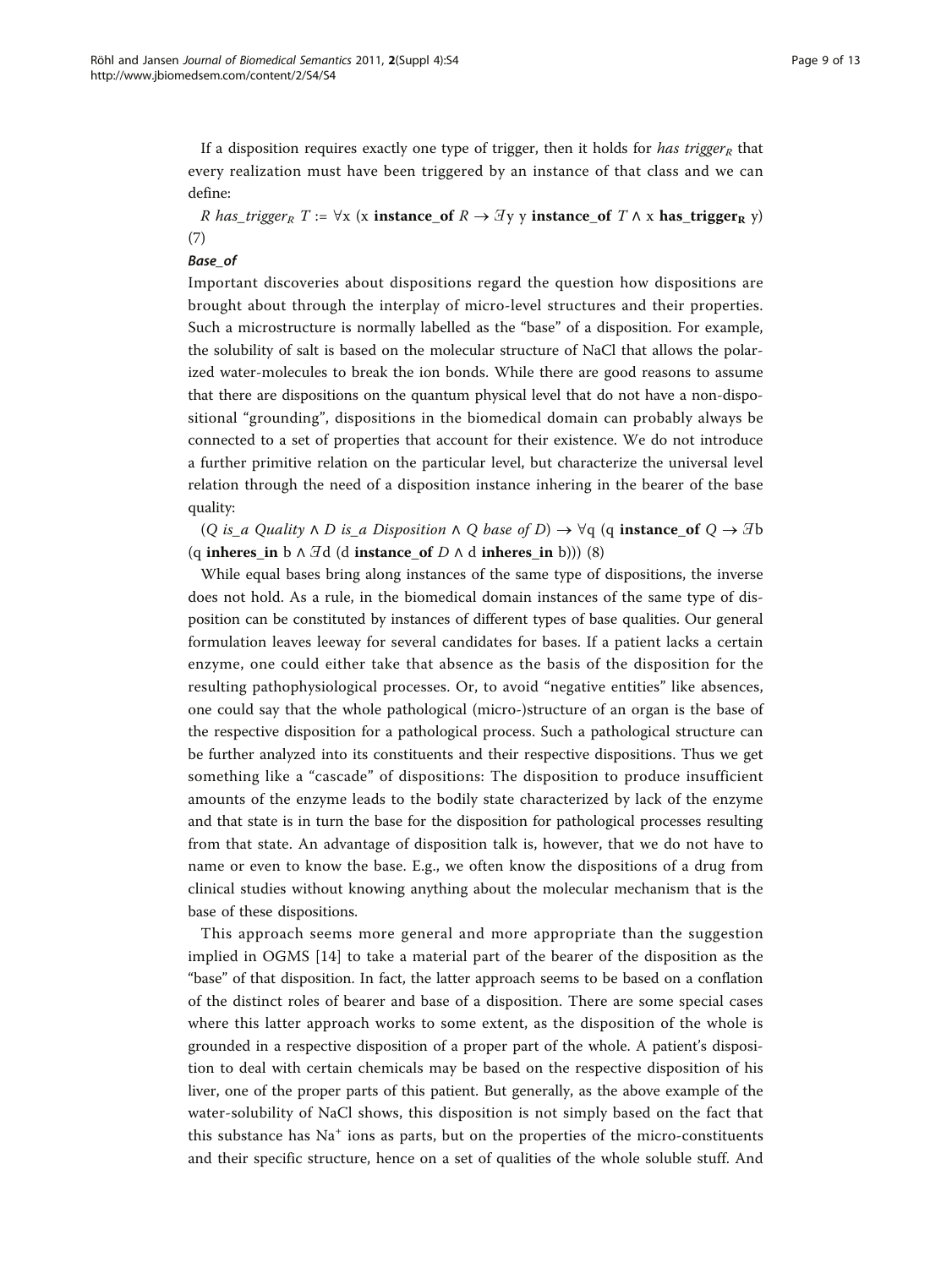If a disposition requires exactly one type of trigger, then it holds for *has trigger*$_R$ that every realization must have been triggered by an instance of that class and we can define:

$$R\ has\_trigger_R\ T := \forall x\ (x\ \textbf{instance\_of}\ R \rightarrow \exists y\ y\ \textbf{instance\_of}\ T \wedge x\ \textbf{has\_trigger}_\textbf{R}\ y) \quad (7)$$

### *Base_of*

Important discoveries about dispositions regard the question how dispositions are brought about through the interplay of micro-level structures and their properties. Such a microstructure is normally labelled as the "base" of a disposition. For example, the solubility of salt is based on the molecular structure of NaCl that allows the polarized water-molecules to break the ion bonds. While there are good reasons to assume that there are dispositions on the quantum physical level that do not have a non-dispositional "grounding", dispositions in the biomedical domain can probably always be connected to a set of properties that account for their existence. We do not introduce a further primitive relation on the particular level, but characterize the universal level relation through the need of a disposition instance inhering in the bearer of the base quality:

$$(Q\ is\_a\ Quality \wedge D\ is\_a\ Disposition \wedge Q\ base\ of\ D) \rightarrow \forall q\ (q\ \textbf{instance\_of}\ Q \rightarrow \exists b\ (q\ \textbf{inheres\_in}\ b \wedge \exists d\ (d\ \textbf{instance\_of}\ D \wedge d\ \textbf{inheres\_in}\ b))) \quad (8)$$

While equal bases bring along instances of the same type of dispositions, the inverse does not hold. As a rule, in the biomedical domain instances of the same type of disposition can be constituted by instances of different types of base qualities. Our general formulation leaves leeway for several candidates for bases. If a patient lacks a certain enzyme, one could either take that absence as the basis of the disposition for the resulting pathophysiological processes. Or, to avoid "negative entities" like absences, one could say that the whole pathological (micro-)structure of an organ is the base of the respective disposition for a pathological process. Such a pathological structure can be further analyzed into its constituents and their respective dispositions. Thus we get something like a "cascade" of dispositions: The disposition to produce insufficient amounts of the enzyme leads to the bodily state characterized by lack of the enzyme and that state is in turn the base for the disposition for pathological processes resulting from that state. An advantage of disposition talk is, however, that we do not have to name or even to know the base. E.g., we often know the dispositions of a drug from clinical studies without knowing anything about the molecular mechanism that is the base of these dispositions.

This approach seems more general and more appropriate than the suggestion implied in OGMS [14] to take a material part of the bearer of the disposition as the "base" of that disposition. In fact, the latter approach seems to be based on a conflation of the distinct roles of bearer and base of a disposition. There are some special cases where this latter approach works to some extent, as the disposition of the whole is grounded in a respective disposition of a proper part of the whole. A patient's disposition to deal with certain chemicals may be based on the respective disposition of his liver, one of the proper parts of this patient. But generally, as the above example of the water-solubility of NaCl shows, this disposition is not simply based on the fact that this substance has $Na^{+}$ ions as parts, but on the properties of the micro-constituents and their specific structure, hence on a set of qualities of the whole soluble stuff. And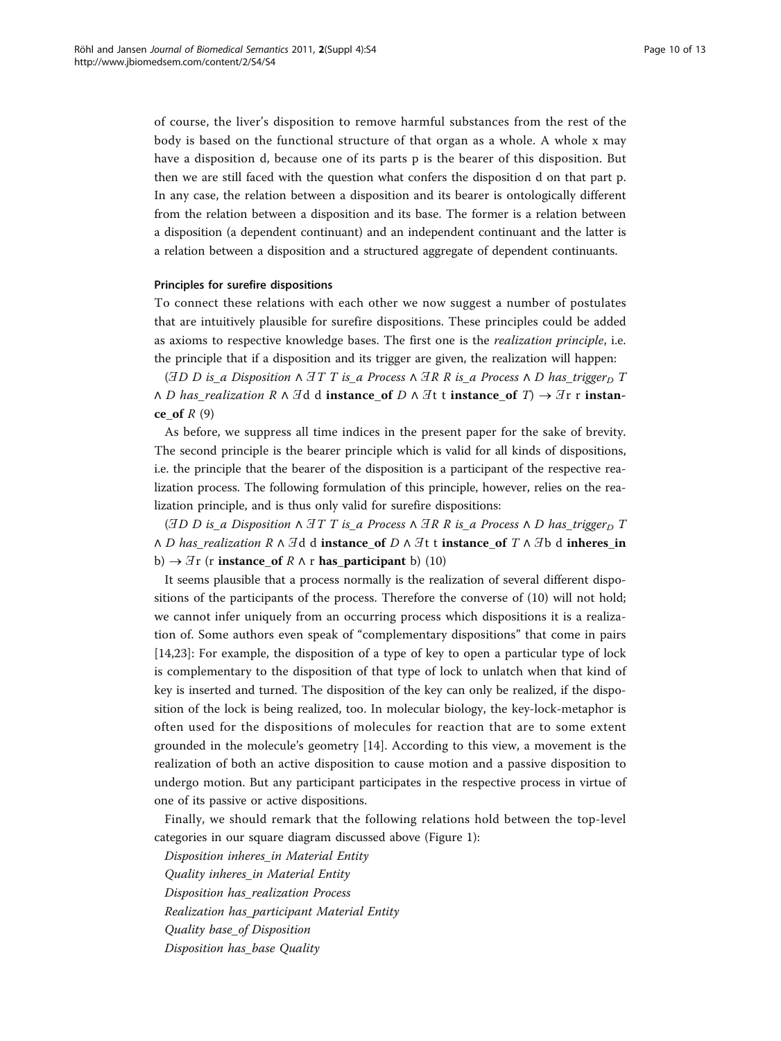of course, the liver's disposition to remove harmful substances from the rest of the body is based on the functional structure of that organ as a whole. A whole x may have a disposition d, because one of its parts p is the bearer of this disposition. But then we are still faced with the question what confers the disposition d on that part p. In any case, the relation between a disposition and its bearer is ontologically different from the relation between a disposition and its base. The former is a relation between a disposition (a dependent continuant) and an independent continuant and the latter is a relation between a disposition and a structured aggregate of dependent continuants.

#### Principles for surefire dispositions

To connect these relations with each other we now suggest a number of postulates that are intuitively plausible for surefire dispositions. These principles could be added as axioms to respective knowledge bases. The first one is the *realization principle*, i.e. the principle that if a disposition and its trigger are given, the realization will happen:

$(\exists D\ D\ is\_a\ Disposition \wedge \exists T\ T\ is\_a\ Process \wedge \exists R\ R\ is\_a\ Process \wedge D\ has\_trigger_D\ T \wedge D\ has\_realization\ R \wedge \exists d\ d\ \textbf{instance\_of}\ D \wedge \exists t\ t\ \textbf{instance\_of}\ T) \rightarrow \exists r\ r\ \textbf{instance\_of}\ R$ (9)

As before, we suppress all time indices in the present paper for the sake of brevity. The second principle is the bearer principle which is valid for all kinds of dispositions, i.e. the principle that the bearer of the disposition is a participant of the respective realization process. The following formulation of this principle, however, relies on the realization principle, and is thus only valid for surefire dispositions:

$(\exists D\ D\ is\_a\ Disposition \wedge \exists T\ T\ is\_a\ Process \wedge \exists R\ R\ is\_a\ Process \wedge D\ has\_trigger_D\ T \wedge D\ has\_realization\ R \wedge \exists d\ d\ \textbf{instance\_of}\ D \wedge \exists t\ t\ \textbf{instance\_of}\ T \wedge \exists b\ d\ \textbf{inheres\_in}\ b) \rightarrow \exists r\ (r\ \textbf{instance\_of}\ R \wedge r\ \textbf{has\_participant}\ b)$ (10)

It seems plausible that a process normally is the realization of several different dispositions of the participants of the process. Therefore the converse of (10) will not hold; we cannot infer uniquely from an occurring process which dispositions it is a realization of. Some authors even speak of "complementary dispositions" that come in pairs [14,23]: For example, the disposition of a type of key to open a particular type of lock is complementary to the disposition of that type of lock to unlatch when that kind of key is inserted and turned. The disposition of the key can only be realized, if the disposition of the lock is being realized, too. In molecular biology, the key-lock-metaphor is often used for the dispositions of molecules for reaction that are to some extent grounded in the molecule's geometry [14]. According to this view, a movement is the realization of both an active disposition to cause motion and a passive disposition to undergo motion. But any participant participates in the respective process in virtue of one of its passive or active dispositions.

Finally, we should remark that the following relations hold between the top-level categories in our square diagram discussed above (Figure 1):

*Disposition inheres_in Material Entity*
*Quality inheres_in Material Entity*
*Disposition has_realization Process*
*Realization has_participant Material Entity*
*Quality base_of Disposition*
*Disposition has_base Quality*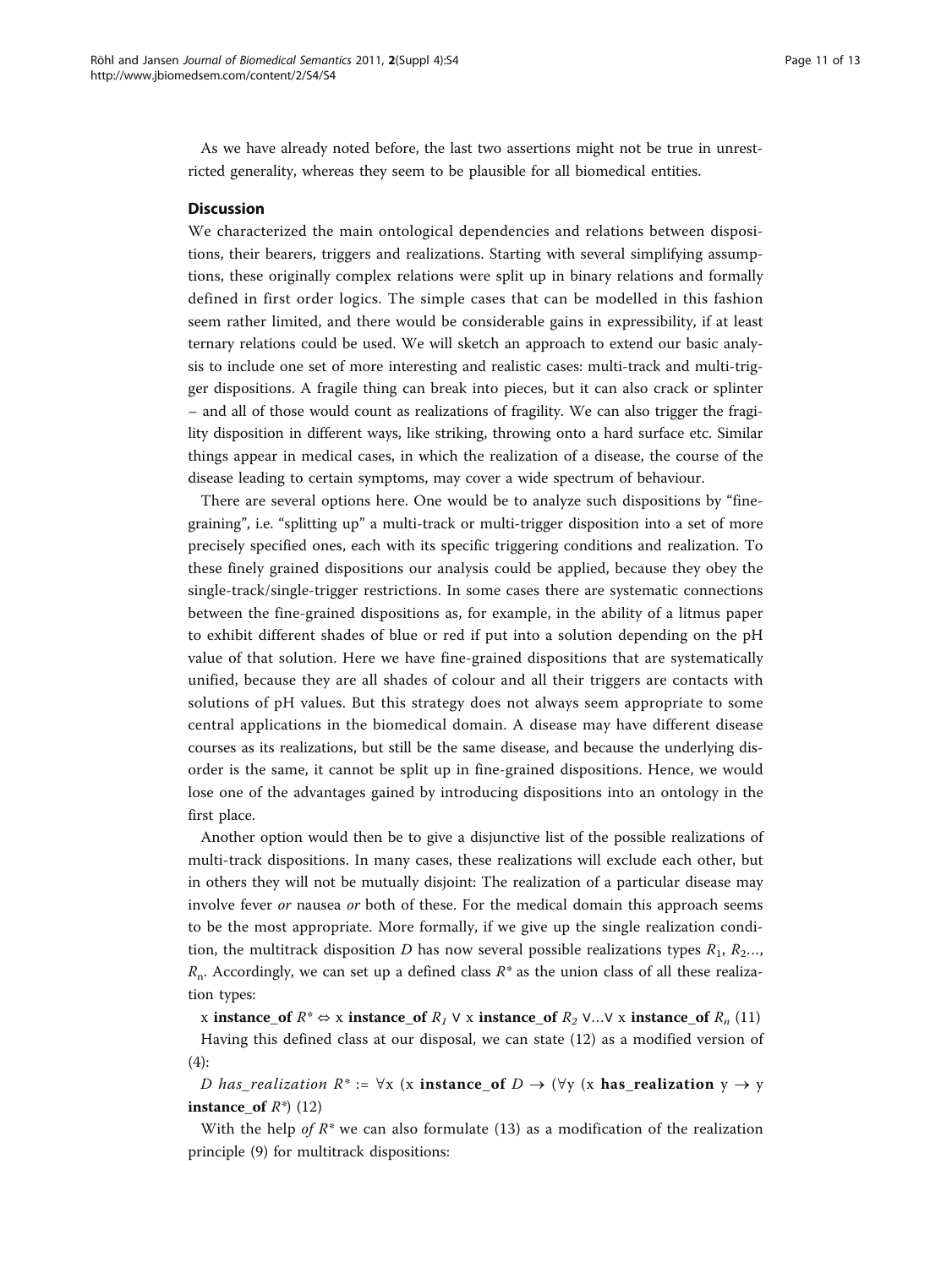As we have already noted before, the last two assertions might not be true in unrestricted generality, whereas they seem to be plausible for all biomedical entities.

## Discussion

We characterized the main ontological dependencies and relations between dispositions, their bearers, triggers and realizations. Starting with several simplifying assumptions, these originally complex relations were split up in binary relations and formally defined in first order logics. The simple cases that can be modelled in this fashion seem rather limited, and there would be considerable gains in expressibility, if at least ternary relations could be used. We will sketch an approach to extend our basic analysis to include one set of more interesting and realistic cases: multi-track and multi-trigger dispositions. A fragile thing can break into pieces, but it can also crack or splinter – and all of those would count as realizations of fragility. We can also trigger the fragility disposition in different ways, like striking, throwing onto a hard surface etc. Similar things appear in medical cases, in which the realization of a disease, the course of the disease leading to certain symptoms, may cover a wide spectrum of behaviour.

There are several options here. One would be to analyze such dispositions by "fine-graining", i.e. "splitting up" a multi-track or multi-trigger disposition into a set of more precisely specified ones, each with its specific triggering conditions and realization. To these finely grained dispositions our analysis could be applied, because they obey the single-track/single-trigger restrictions. In some cases there are systematic connections between the fine-grained dispositions as, for example, in the ability of a litmus paper to exhibit different shades of blue or red if put into a solution depending on the pH value of that solution. Here we have fine-grained dispositions that are systematically unified, because they are all shades of colour and all their triggers are contacts with solutions of pH values. But this strategy does not always seem appropriate to some central applications in the biomedical domain. A disease may have different disease courses as its realizations, but still be the same disease, and because the underlying disorder is the same, it cannot be split up in fine-grained dispositions. Hence, we would lose one of the advantages gained by introducing dispositions into an ontology in the first place.

Another option would then be to give a disjunctive list of the possible realizations of multi-track dispositions. In many cases, these realizations will exclude each other, but in others they will not be mutually disjoint: The realization of a particular disease may involve fever *or* nausea *or* both of these. For the medical domain this approach seems to be the most appropriate. More formally, if we give up the single realization condition, the multitrack disposition $D$ has now several possible realizations types $R_1$, $R_2$..., $R_n$. Accordingly, we can set up a defined class $R^*$ as the union class of all these realization types:

x **instance_of** $R^* \Leftrightarrow$ x **instance_of** $R_1 \vee$ x **instance_of** $R_2 \vee ... \vee$ x **instance_of** $R_n$ (11)

Having this defined class at our disposal, we can state (12) as a modified version of (4):

*D has_realization* $R^*$ := $\forall$x (x **instance_of** $D \rightarrow$ ($\forall$y (x **has_realization** y $\rightarrow$ y **instance_of** $R^*$) (12)

With the help *of* $R^*$ we can also formulate (13) as a modification of the realization principle (9) for multitrack dispositions: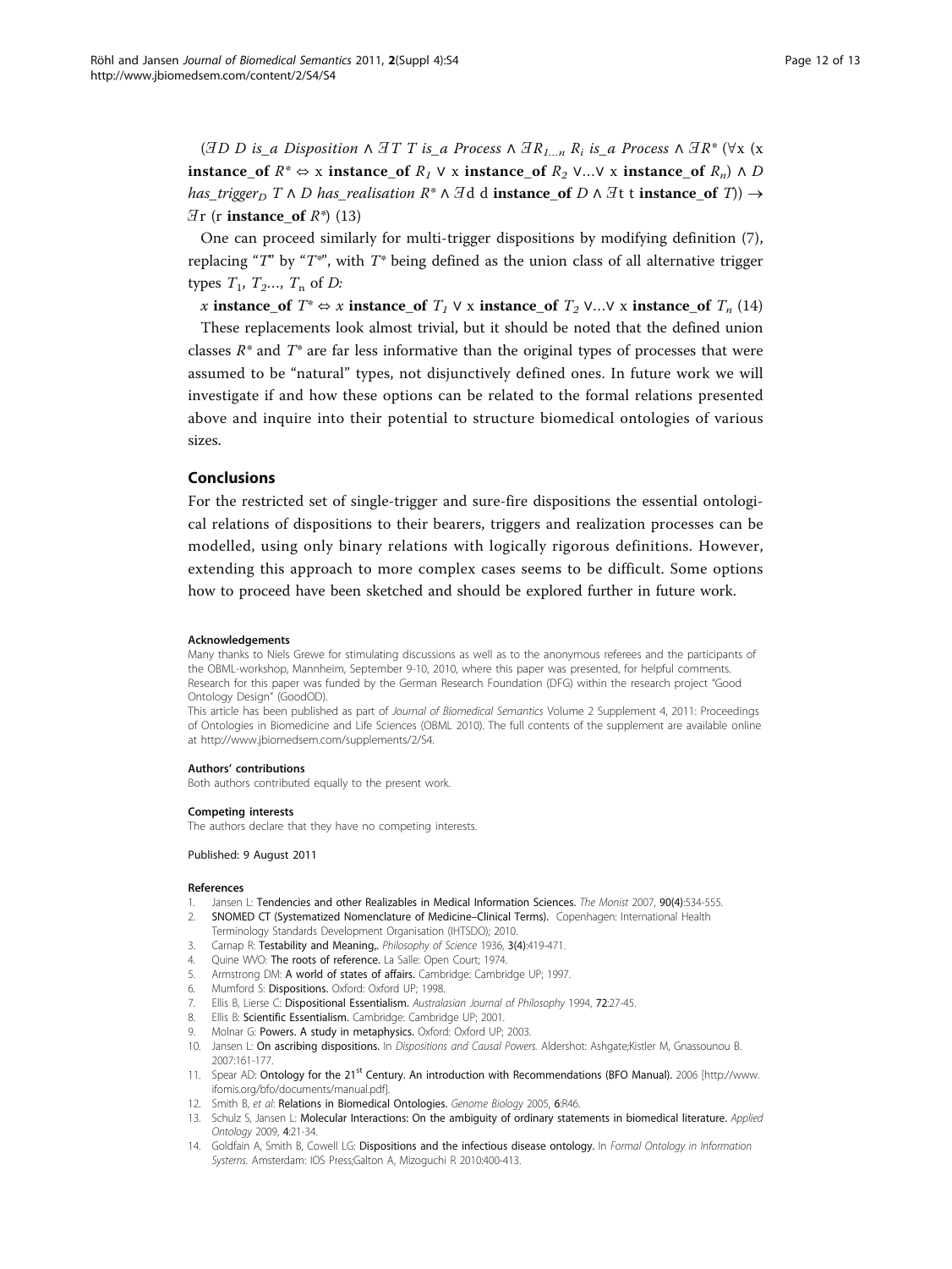$(\exists D\ D\ \textit{is\_a Disposition} \wedge \exists T\ T\ \textit{is\_a Process} \wedge \exists R_{1...n}\ R_i\ \textit{is\_a Process} \wedge \exists R^*\ (\forall x\ (x\ \textbf{instance\_of}\ R^* \Leftrightarrow x\ \textbf{instance\_of}\ R_1 \vee x\ \textbf{instance\_of}\ R_2 \vee ... \vee x\ \textbf{instance\_of}\ R_n) \wedge D\ \textit{has\_trigger}_D\ T \wedge D\ \textit{has\_realisation}\ R^* \wedge \exists d\ d\ \textbf{instance\_of}\ D \wedge \exists t\ t\ \textbf{instance\_of}\ T)) \rightarrow \exists r\ (r\ \textbf{instance\_of}\ R^*)$ (13)

One can proceed similarly for multi-trigger dispositions by modifying definition (7), replacing "$T$" by "$T^*$", with $T^*$ being defined as the union class of all alternative trigger types $T_1, T_2..., T_n$ of *D:*

$x\ \textbf{instance\_of}\ T^* \Leftrightarrow x\ \textbf{instance\_of}\ T_1 \vee x\ \textbf{instance\_of}\ T_2 \vee ... \vee x\ \textbf{instance\_of}\ T_n$ (14)

These replacements look almost trivial, but it should be noted that the defined union classes $R^*$ and $T^*$ are far less informative than the original types of processes that were assumed to be "natural" types, not disjunctively defined ones. In future work we will investigate if and how these options can be related to the formal relations presented above and inquire into their potential to structure biomedical ontologies of various sizes.

## Conclusions

For the restricted set of single-trigger and sure-fire dispositions the essential ontological relations of dispositions to their bearers, triggers and realization processes can be modelled, using only binary relations with logically rigorous definitions. However, extending this approach to more complex cases seems to be difficult. Some options how to proceed have been sketched and should be explored further in future work.

#### Acknowledgements

Many thanks to Niels Grewe for stimulating discussions as well as to the anonymous referees and the participants of the OBML-workshop, Mannheim, September 9-10, 2010, where this paper was presented, for helpful comments. Research for this paper was funded by the German Research Foundation (DFG) within the research project "Good Ontology Design" (GoodOD).

This article has been published as part of *Journal of Biomedical Semantics* Volume 2 Supplement 4, 2011: Proceedings of Ontologies in Biomedicine and Life Sciences (OBML 2010). The full contents of the supplement are available online at http://www.jbiomedsem.com/supplements/2/S4.

#### Authors' contributions

Both authors contributed equally to the present work.

#### Competing interests

The authors declare that they have no competing interests.

Published: 9 August 2011

#### References

1. Jansen L: **Tendencies and other Realizables in Medical Information Sciences.** *The Monist* 2007, **90(4)**:534-555.
2. **SNOMED CT (Systematized Nomenclature of Medicine–Clinical Terms).** Copenhagen: International Health Terminology Standards Development Organisation (IHTSDO); 2010.
3. Carnap R: **Testability and Meaning,.** *Philosophy of Science* 1936, **3(4)**:419-471.
4. Quine WVO: **The roots of reference.** La Salle: Open Court; 1974.
5. Armstrong DM: **A world of states of affairs.** Cambridge: Cambridge UP; 1997.
6. Mumford S: **Dispositions.** Oxford: Oxford UP; 1998.
7. Ellis B, Lierse C: **Dispositional Essentialism.** *Australasian Journal of Philosophy* 1994, **72**:27-45.
8. Ellis B: **Scientific Essentialism.** Cambridge: Cambridge UP; 2001.
9. Molnar G: **Powers. A study in metaphysics.** Oxford: Oxford UP; 2003.
10. Jansen L: **On ascribing dispositions.** In *Dispositions and Causal Powers.* Aldershot: Ashgate;Kistler M, Gnassounou B. 2007:161-177.
11. Spear AD: **Ontology for the 21st Century. An introduction with Recommendations (BFO Manual).** 2006 [http://www.ifomis.org/bfo/documents/manual.pdf].
12. Smith B, *et al*: **Relations in Biomedical Ontologies.** *Genome Biology* 2005, **6**:R46.
13. Schulz S, Jansen L: **Molecular Interactions: On the ambiguity of ordinary statements in biomedical literature.** *Applied Ontology* 2009, **4**:21-34.
14. Goldfain A, Smith B, Cowell LG: **Dispositions and the infectious disease ontology.** In *Formal Ontology in Information Systems.* Amsterdam: IOS Press;Galton A, Mizoguchi R 2010:400-413.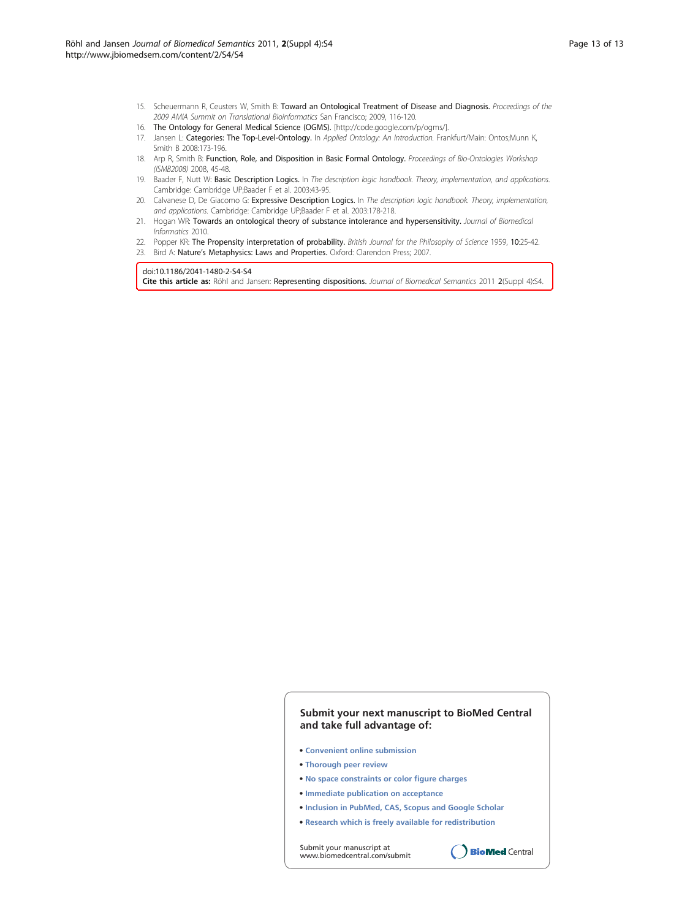15. Scheuermann R, Ceusters W, Smith B: **Toward an Ontological Treatment of Disease and Diagnosis.** *Proceedings of the 2009 AMIA Summit on Translational Bioinformatics* San Francisco; 2009, 116-120.
16. **The Ontology for General Medical Science (OGMS).** [http://code.google.com/p/ogms/].
17. Jansen L: **Categories: The Top-Level-Ontology.** In *Applied Ontology: An Introduction.* Frankfurt/Main: Ontos;Munn K, Smith B 2008:173-196.
18. Arp R, Smith B: **Function, Role, and Disposition in Basic Formal Ontology.** *Proceedings of Bio-Ontologies Workshop (ISMB2008)* 2008, 45-48.
19. Baader F, Nutt W: **Basic Description Logics.** In *The description logic handbook. Theory, implementation, and applications.* Cambridge: Cambridge UP;Baader F et al. 2003:43-95.
20. Calvanese D, De Giacomo G: **Expressive Description Logics.** In *The description logic handbook. Theory, implementation, and applications.* Cambridge: Cambridge UP;Baader F et al. 2003:178-218.
21. Hogan WR: **Towards an ontological theory of substance intolerance and hypersensitivity.** *Journal of Biomedical Informatics* 2010.
22. Popper KR: **The Propensity interpretation of probability.** *British Journal for the Philosophy of Science* 1959, **10**:25-42.
23. Bird A: **Nature's Metaphysics: Laws and Properties.** Oxford: Clarendon Press; 2007.

doi:10.1186/2041-1480-2-S4-S4
**Cite this article as:** Röhl and Jansen: **Representing dispositions.** *Journal of Biomedical Semantics* 2011 **2**(Suppl 4):S4.

**Submit your next manuscript to BioMed Central and take full advantage of:**

- **Convenient online submission**
- **Thorough peer review**
- **No space constraints or color figure charges**
- **Immediate publication on acceptance**
- **Inclusion in PubMed, CAS, Scopus and Google Scholar**
- **Research which is freely available for redistribution**

Submit your manuscript at www.biomedcentral.com/submit

BioMed Central